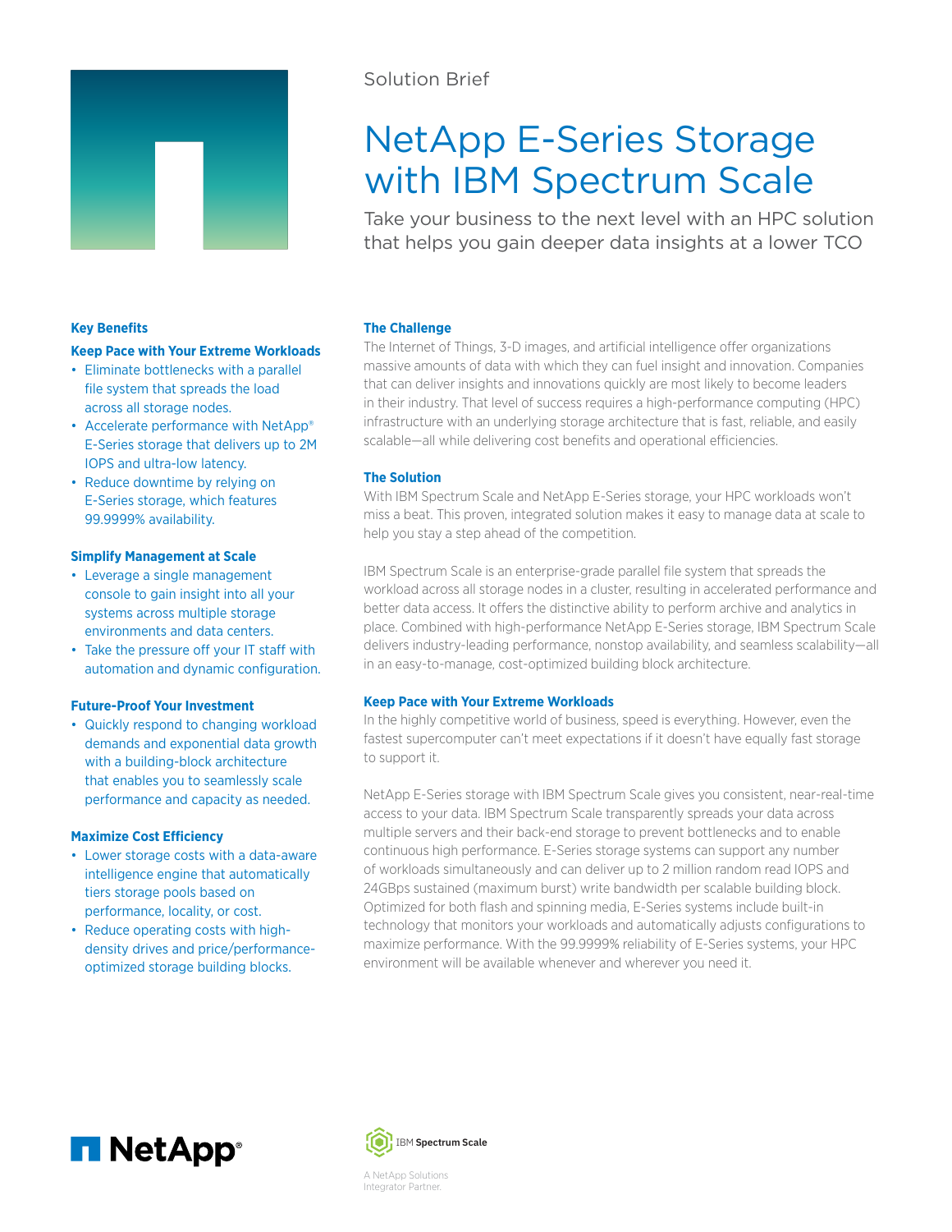Solution Brief

# NetApp E-Series Storage with IBM Spectrum Scale

Take your business to the next level with an HPC solution that helps you gain deeper data insights at a lower TCO

## The Challenge

The Internet of Things, 3-D images, and artificial intelligence offer organizations massive amounts of data with which they can fuel insight and innovation. Companies that can deliver insights and innovations quickly are most likely to become leaders in their industry. That level of success requires a high-performance computing (HPC) infrastructure with an underlying storage architecture that is fast, reliable, and easily scalable—all while delivering cost benefits and operational efficiencies.

## The Solution

With IBM Spectrum Scale and NetApp E-Series storage, your HPC workloads won't miss a beat. This proven, integrated solution makes it easy to manage data at scale to help you stay a step ahead of the competition.

IBM Spectrum Scale is an enterprise-grade parallel file system that spreads the workload across all storage nodes in a cluster, resulting in accelerated performance and better data access. It offers the distinctive ability to perform archive and analytics in place. Combined with high-performance NetApp E-Series storage, IBM Spectrum Scale delivers industry-leading performance, nonstop availability, and seamless scalability—all in an easy-to-manage, cost-optimized building block architecture.

## Keep Pace with Your Extreme Workloads

In the highly competitive world of business, speed is everything. However, even the fastest supercomputer can't meet expectations if it doesn't have equally fast storage to support it.

NetApp E-Series storage with IBM Spectrum Scale gives you consistent, near-real-time access to your data. IBM Spectrum Scale transparently spreads your data across multiple servers and their back-end storage to prevent bottlenecks and to enable continuous high performance. E-Series storage systems can support any number of workloads simultaneously and can deliver up to 2 million random read IOPS and 24GBps sustained (maximum burst) write bandwidth per scalable building block. Optimized for both flash and spinning media, E-Series systems include built-in technology that monitors your workloads and automatically adjusts configurations to maximize performance. With the 99.9999% reliability of E-Series systems, your HPC environment will be available whenever and wherever you need it.

## Key Benefits

### Keep Pace with Your Extreme Workloads

- Eliminate bottlenecks with a parallel file system that spreads the load across all storage nodes.
- Accelerate performance with NetApp® E-Series storage that delivers up to 2M IOPS and ultra-low latency.
- Reduce downtime by relying on E-Series storage, which features 99.9999% availability.

### Simplify Management at Scale

- Leverage a single management console to gain insight into all your systems across multiple storage environments and data centers.
- Take the pressure off your IT staff with automation and dynamic configuration.

### Future-Proof Your Investment

- Quickly respond to changing workload demands and exponential data growth with a building-block architecture that enables you to seamlessly scale performance and capacity as needed.

### Maximize Cost Efficiency

- Lower storage costs with a data-aware intelligence engine that automatically tiers storage pools based on performance, locality, or cost.
- Reduce operating costs with high-density drives and price/performance-optimized storage building blocks.

NetApp®

IBM Spectrum Scale

A NetApp Solutions Integrator Partner.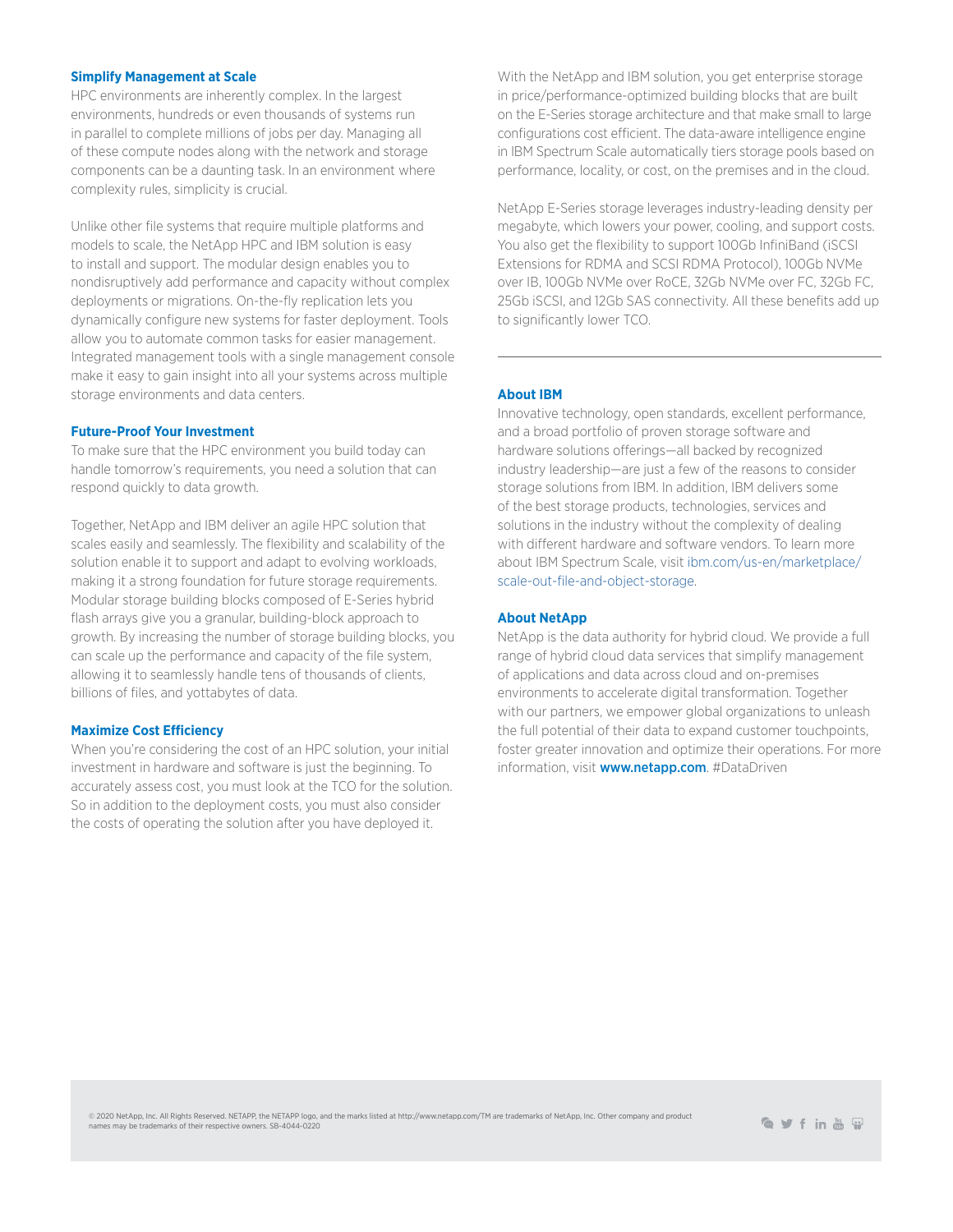### Simplify Management at Scale

HPC environments are inherently complex. In the largest environments, hundreds or even thousands of systems run in parallel to complete millions of jobs per day. Managing all of these compute nodes along with the network and storage components can be a daunting task. In an environment where complexity rules, simplicity is crucial.

Unlike other file systems that require multiple platforms and models to scale, the NetApp HPC and IBM solution is easy to install and support. The modular design enables you to nondisruptively add performance and capacity without complex deployments or migrations. On-the-fly replication lets you dynamically configure new systems for faster deployment. Tools allow you to automate common tasks for easier management. Integrated management tools with a single management console make it easy to gain insight into all your systems across multiple storage environments and data centers.

### Future-Proof Your Investment

To make sure that the HPC environment you build today can handle tomorrow's requirements, you need a solution that can respond quickly to data growth.

Together, NetApp and IBM deliver an agile HPC solution that scales easily and seamlessly. The flexibility and scalability of the solution enable it to support and adapt to evolving workloads, making it a strong foundation for future storage requirements. Modular storage building blocks composed of E-Series hybrid flash arrays give you a granular, building-block approach to growth. By increasing the number of storage building blocks, you can scale up the performance and capacity of the file system, allowing it to seamlessly handle tens of thousands of clients, billions of files, and yottabytes of data.

### Maximize Cost Efficiency

When you're considering the cost of an HPC solution, your initial investment in hardware and software is just the beginning. To accurately assess cost, you must look at the TCO for the solution. So in addition to the deployment costs, you must also consider the costs of operating the solution after you have deployed it.

With the NetApp and IBM solution, you get enterprise storage in price/performance-optimized building blocks that are built on the E-Series storage architecture and that make small to large configurations cost efficient. The data-aware intelligence engine in IBM Spectrum Scale automatically tiers storage pools based on performance, locality, or cost, on the premises and in the cloud.

NetApp E-Series storage leverages industry-leading density per megabyte, which lowers your power, cooling, and support costs. You also get the flexibility to support 100Gb InfiniBand (iSCSI Extensions for RDMA and SCSI RDMA Protocol), 100Gb NVMe over IB, 100Gb NVMe over RoCE, 32Gb NVMe over FC, 32Gb FC, 25Gb iSCSI, and 12Gb SAS connectivity. All these benefits add up to significantly lower TCO.

---

### About IBM

Innovative technology, open standards, excellent performance, and a broad portfolio of proven storage software and hardware solutions offerings—all backed by recognized industry leadership—are just a few of the reasons to consider storage solutions from IBM. In addition, IBM delivers some of the best storage products, technologies, services and solutions in the industry without the complexity of dealing with different hardware and software vendors. To learn more about IBM Spectrum Scale, visit ibm.com/us-en/marketplace/scale-out-file-and-object-storage.

### About NetApp

NetApp is the data authority for hybrid cloud. We provide a full range of hybrid cloud data services that simplify management of applications and data across cloud and on-premises environments to accelerate digital transformation. Together with our partners, we empower global organizations to unleash the full potential of their data to expand customer touchpoints, foster greater innovation and optimize their operations. For more information, visit **www.netapp.com**. #DataDriven

© 2020 NetApp, Inc. All Rights Reserved. NETAPP, the NETAPP logo, and the marks listed at http://www.netapp.com/TM are trademarks of NetApp, Inc. Other company and product names may be trademarks of their respective owners. SB-4044-0220